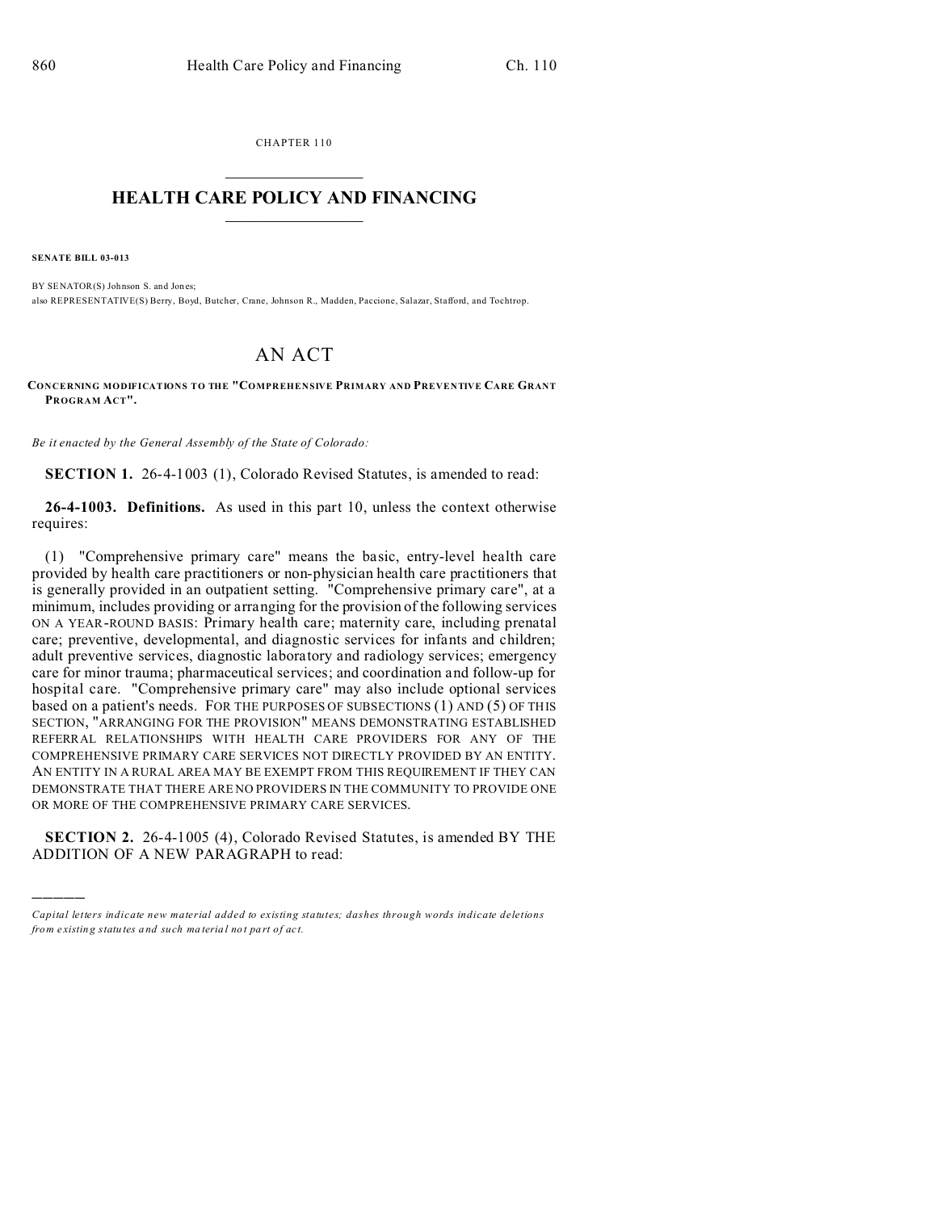CHAPTER 110

# HEALTH CARE POLICY AND FINANCING

**SENATE BILL 03-013**

BY SENATOR(S) Johnson S. and Jones;
also REPRESENTATIVE(S) Berry, Boyd, Butcher, Crane, Johnson R., Madden, Paccione, Salazar, Stafford, and Tochtrop.

# AN ACT

**CONCERNING MODIFICATIONS TO THE "COMPREHENSIVE PRIMARY AND PREVENTIVE CARE GRANT PROGRAM ACT".**

*Be it enacted by the General Assembly of the State of Colorado:*

**SECTION 1.** 26-4-1003 (1), Colorado Revised Statutes, is amended to read:

**26-4-1003. Definitions.** As used in this part 10, unless the context otherwise requires:

(1) "Comprehensive primary care" means the basic, entry-level health care provided by health care practitioners or non-physician health care practitioners that is generally provided in an outpatient setting. "Comprehensive primary care", at a minimum, includes providing or arranging for the provision of the following services ON A YEAR-ROUND BASIS: Primary health care; maternity care, including prenatal care; preventive, developmental, and diagnostic services for infants and children; adult preventive services, diagnostic laboratory and radiology services; emergency care for minor trauma; pharmaceutical services; and coordination and follow-up for hospital care. "Comprehensive primary care" may also include optional services based on a patient's needs. FOR THE PURPOSES OF SUBSECTIONS (1) AND (5) OF THIS SECTION, "ARRANGING FOR THE PROVISION" MEANS DEMONSTRATING ESTABLISHED REFERRAL RELATIONSHIPS WITH HEALTH CARE PROVIDERS FOR ANY OF THE COMPREHENSIVE PRIMARY CARE SERVICES NOT DIRECTLY PROVIDED BY AN ENTITY. AN ENTITY IN A RURAL AREA MAY BE EXEMPT FROM THIS REQUIREMENT IF THEY CAN DEMONSTRATE THAT THERE ARE NO PROVIDERS IN THE COMMUNITY TO PROVIDE ONE OR MORE OF THE COMPREHENSIVE PRIMARY CARE SERVICES.

**SECTION 2.** 26-4-1005 (4), Colorado Revised Statutes, is amended BY THE ADDITION OF A NEW PARAGRAPH to read:

---

*Capital letters indicate new material added to existing statutes; dashes through words indicate deletions from existing statutes and such material not part of act.*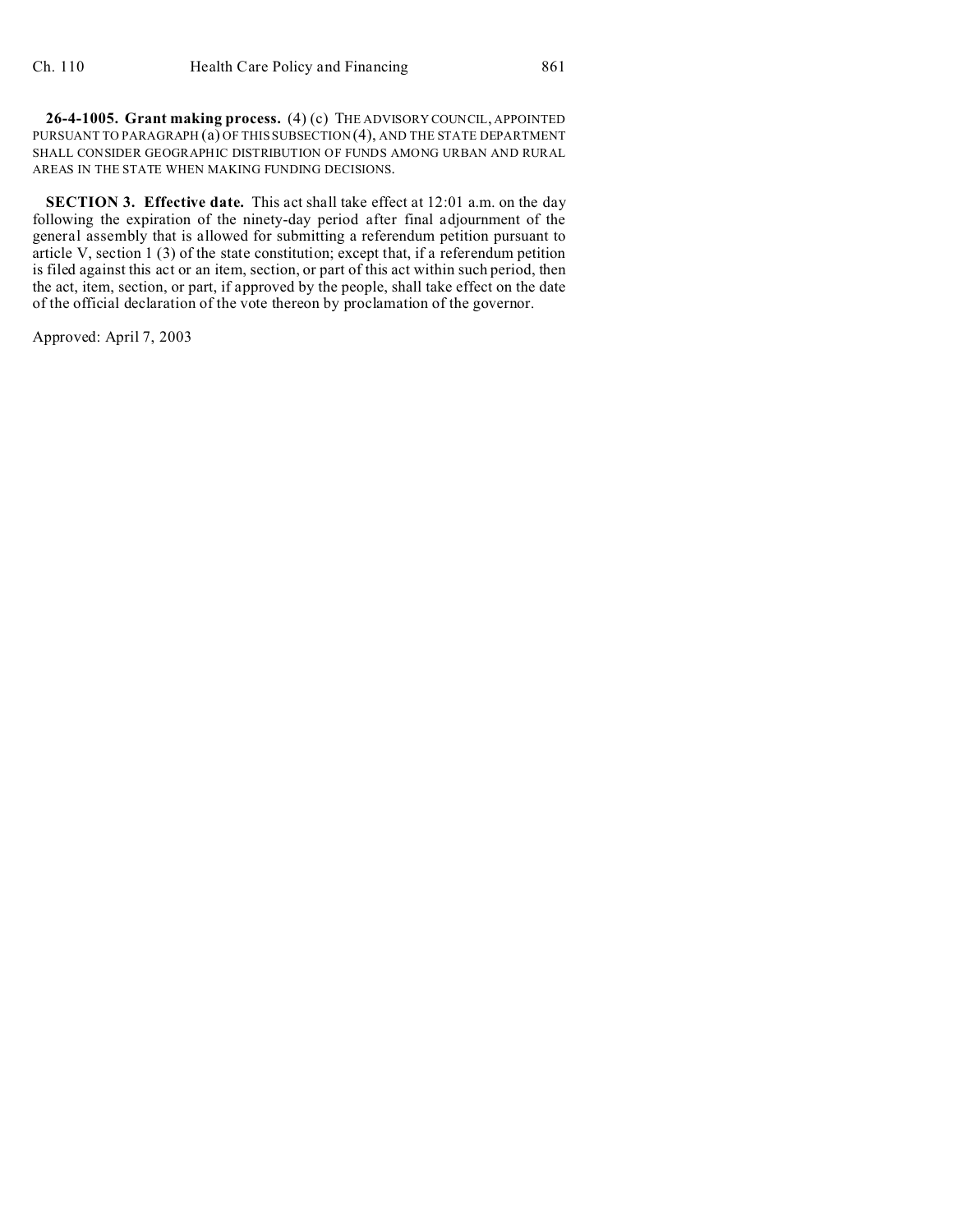**26-4-1005. Grant making process.** (4) (c) THE ADVISORY COUNCIL, APPOINTED PURSUANT TO PARAGRAPH (a) OF THIS SUBSECTION (4), AND THE STATE DEPARTMENT SHALL CONSIDER GEOGRAPHIC DISTRIBUTION OF FUNDS AMONG URBAN AND RURAL AREAS IN THE STATE WHEN MAKING FUNDING DECISIONS.

**SECTION 3. Effective date.** This act shall take effect at 12:01 a.m. on the day following the expiration of the ninety-day period after final adjournment of the general assembly that is allowed for submitting a referendum petition pursuant to article V, section 1 (3) of the state constitution; except that, if a referendum petition is filed against this act or an item, section, or part of this act within such period, then the act, item, section, or part, if approved by the people, shall take effect on the date of the official declaration of the vote thereon by proclamation of the governor.

Approved: April 7, 2003